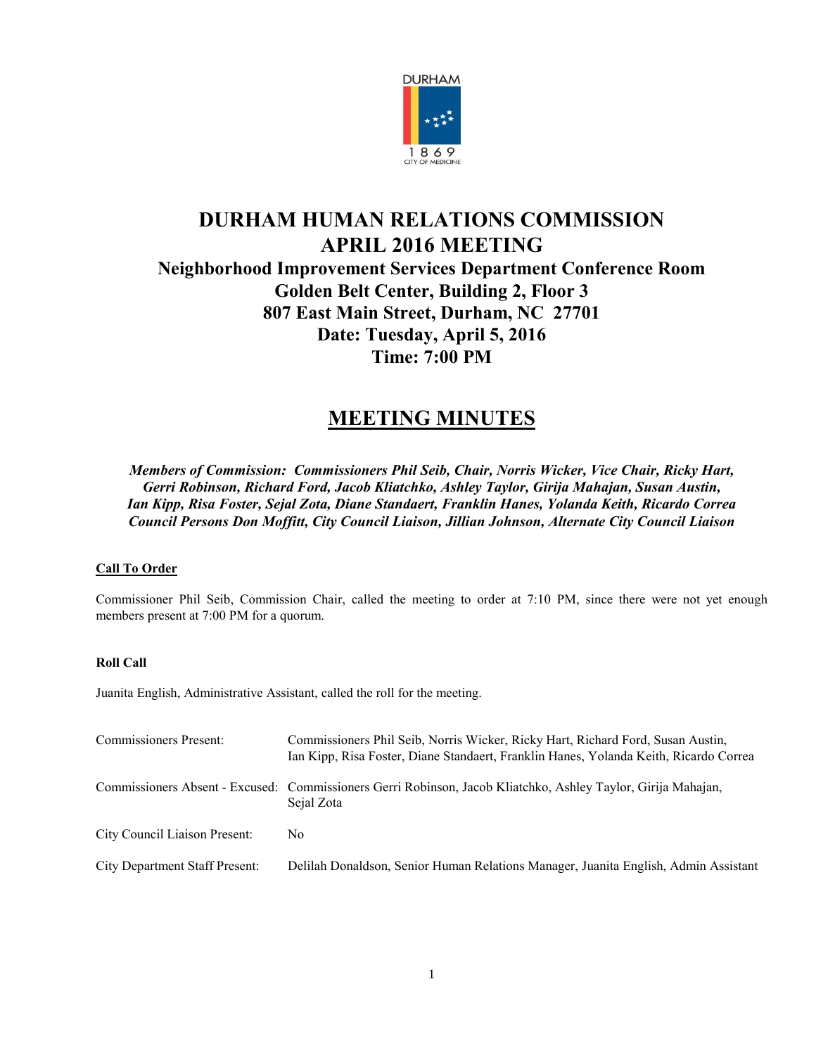# DURHAM HUMAN RELATIONS COMMISSION
# APRIL 2016 MEETING

## Neighborhood Improvement Services Department Conference Room
## Golden Belt Center, Building 2, Floor 3
## 807 East Main Street, Durham, NC 27701
## Date: Tuesday, April 5, 2016
## Time: 7:00 PM

# MEETING MINUTES

***Members of Commission: Commissioners Phil Seib, Chair, Norris Wicker, Vice Chair, Ricky Hart, Gerri Robinson, Richard Ford, Jacob Kliatchko, Ashley Taylor, Girija Mahajan, Susan Austin, Ian Kipp, Risa Foster, Sejal Zota, Diane Standaert, Franklin Hanes, Yolanda Keith, Ricardo Correa Council Persons Don Moffitt, City Council Liaison, Jillian Johnson, Alternate City Council Liaison***

**Call To Order**

Commissioner Phil Seib, Commission Chair, called the meeting to order at 7:10 PM, since there were not yet enough members present at 7:00 PM for a quorum.

**Roll Call**

Juanita English, Administrative Assistant, called the roll for the meeting.

| | |
|---|---|
| Commissioners Present: | Commissioners Phil Seib, Norris Wicker, Ricky Hart, Richard Ford, Susan Austin, Ian Kipp, Risa Foster, Diane Standaert, Franklin Hanes, Yolanda Keith, Ricardo Correa |
| Commissioners Absent - Excused: | Commissioners Gerri Robinson, Jacob Kliatchko, Ashley Taylor, Girija Mahajan, Sejal Zota |
| City Council Liaison Present: | No |
| City Department Staff Present: | Delilah Donaldson, Senior Human Relations Manager, Juanita English, Admin Assistant |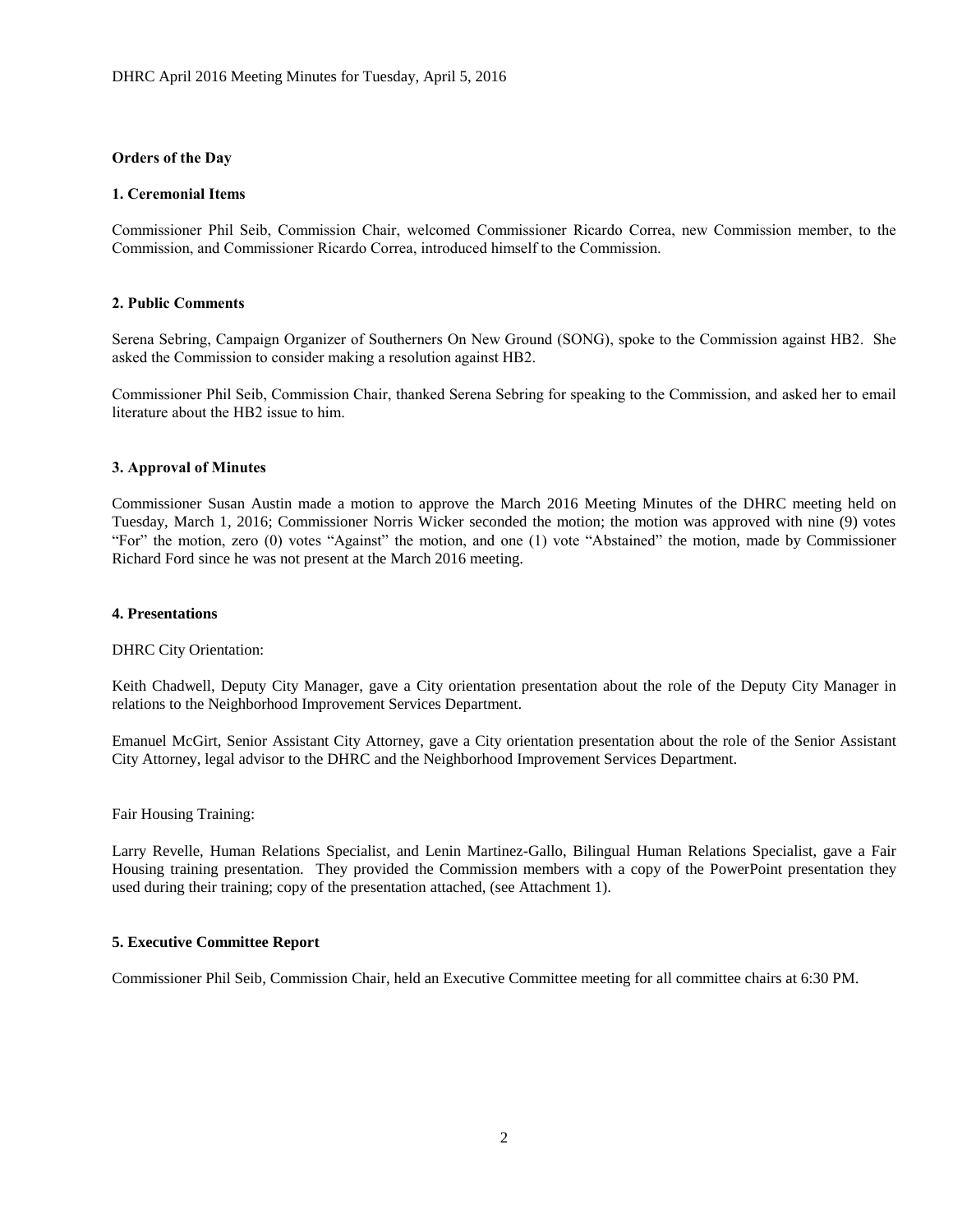**Orders of the Day**

**1. Ceremonial Items**

Commissioner Phil Seib, Commission Chair, welcomed Commissioner Ricardo Correa, new Commission member, to the Commission, and Commissioner Ricardo Correa, introduced himself to the Commission.

**2. Public Comments**

Serena Sebring, Campaign Organizer of Southerners On New Ground (SONG), spoke to the Commission against HB2. She asked the Commission to consider making a resolution against HB2.

Commissioner Phil Seib, Commission Chair, thanked Serena Sebring for speaking to the Commission, and asked her to email literature about the HB2 issue to him.

**3. Approval of Minutes**

Commissioner Susan Austin made a motion to approve the March 2016 Meeting Minutes of the DHRC meeting held on Tuesday, March 1, 2016; Commissioner Norris Wicker seconded the motion; the motion was approved with nine (9) votes "For" the motion, zero (0) votes "Against" the motion, and one (1) vote "Abstained" the motion, made by Commissioner Richard Ford since he was not present at the March 2016 meeting.

**4. Presentations**

DHRC City Orientation:

Keith Chadwell, Deputy City Manager, gave a City orientation presentation about the role of the Deputy City Manager in relations to the Neighborhood Improvement Services Department.

Emanuel McGirt, Senior Assistant City Attorney, gave a City orientation presentation about the role of the Senior Assistant City Attorney, legal advisor to the DHRC and the Neighborhood Improvement Services Department.

Fair Housing Training:

Larry Revelle, Human Relations Specialist, and Lenin Martinez-Gallo, Bilingual Human Relations Specialist, gave a Fair Housing training presentation. They provided the Commission members with a copy of the PowerPoint presentation they used during their training; copy of the presentation attached, (see Attachment 1).

**5. Executive Committee Report**

Commissioner Phil Seib, Commission Chair, held an Executive Committee meeting for all committee chairs at 6:30 PM.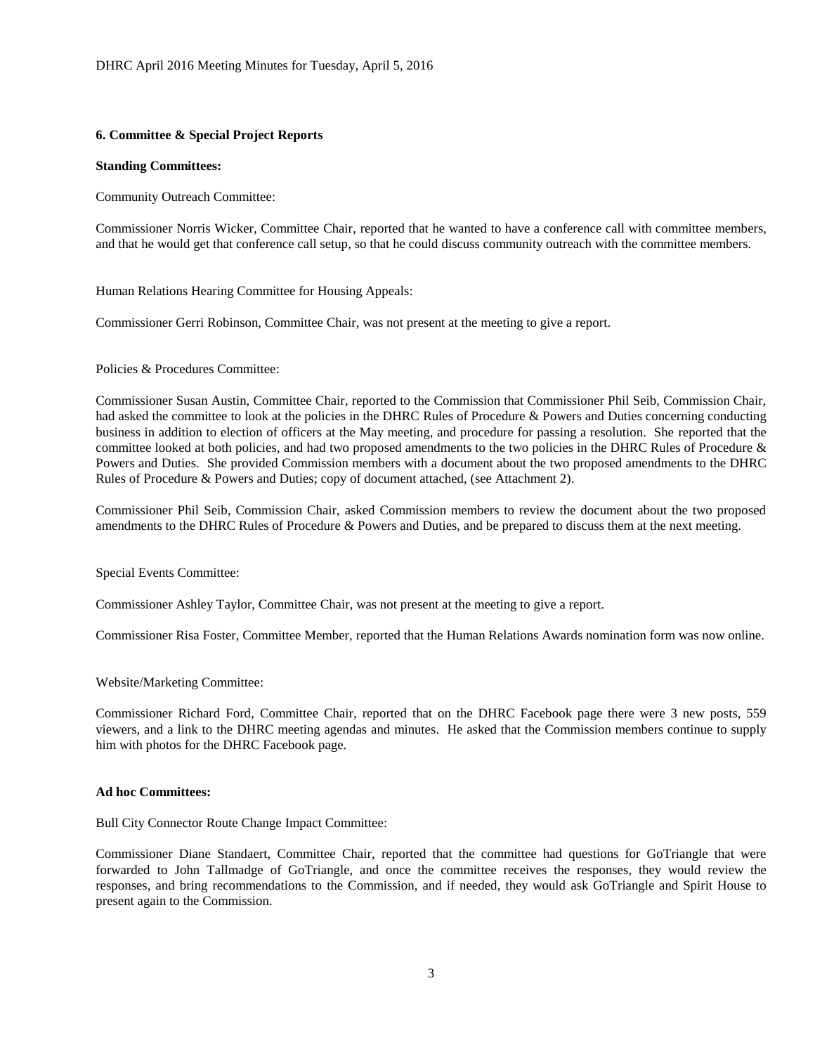### 6. Committee & Special Project Reports

**Standing Committees:**

Community Outreach Committee:

Commissioner Norris Wicker, Committee Chair, reported that he wanted to have a conference call with committee members, and that he would get that conference call setup, so that he could discuss community outreach with the committee members.

Human Relations Hearing Committee for Housing Appeals:

Commissioner Gerri Robinson, Committee Chair, was not present at the meeting to give a report.

Policies & Procedures Committee:

Commissioner Susan Austin, Committee Chair, reported to the Commission that Commissioner Phil Seib, Commission Chair, had asked the committee to look at the policies in the DHRC Rules of Procedure & Powers and Duties concerning conducting business in addition to election of officers at the May meeting, and procedure for passing a resolution. She reported that the committee looked at both policies, and had two proposed amendments to the two policies in the DHRC Rules of Procedure & Powers and Duties. She provided Commission members with a document about the two proposed amendments to the DHRC Rules of Procedure & Powers and Duties; copy of document attached, (see Attachment 2).

Commissioner Phil Seib, Commission Chair, asked Commission members to review the document about the two proposed amendments to the DHRC Rules of Procedure & Powers and Duties, and be prepared to discuss them at the next meeting.

Special Events Committee:

Commissioner Ashley Taylor, Committee Chair, was not present at the meeting to give a report.

Commissioner Risa Foster, Committee Member, reported that the Human Relations Awards nomination form was now online.

Website/Marketing Committee:

Commissioner Richard Ford, Committee Chair, reported that on the DHRC Facebook page there were 3 new posts, 559 viewers, and a link to the DHRC meeting agendas and minutes. He asked that the Commission members continue to supply him with photos for the DHRC Facebook page.

**Ad hoc Committees:**

Bull City Connector Route Change Impact Committee:

Commissioner Diane Standaert, Committee Chair, reported that the committee had questions for GoTriangle that were forwarded to John Tallmadge of GoTriangle, and once the committee receives the responses, they would review the responses, and bring recommendations to the Commission, and if needed, they would ask GoTriangle and Spirit House to present again to the Commission.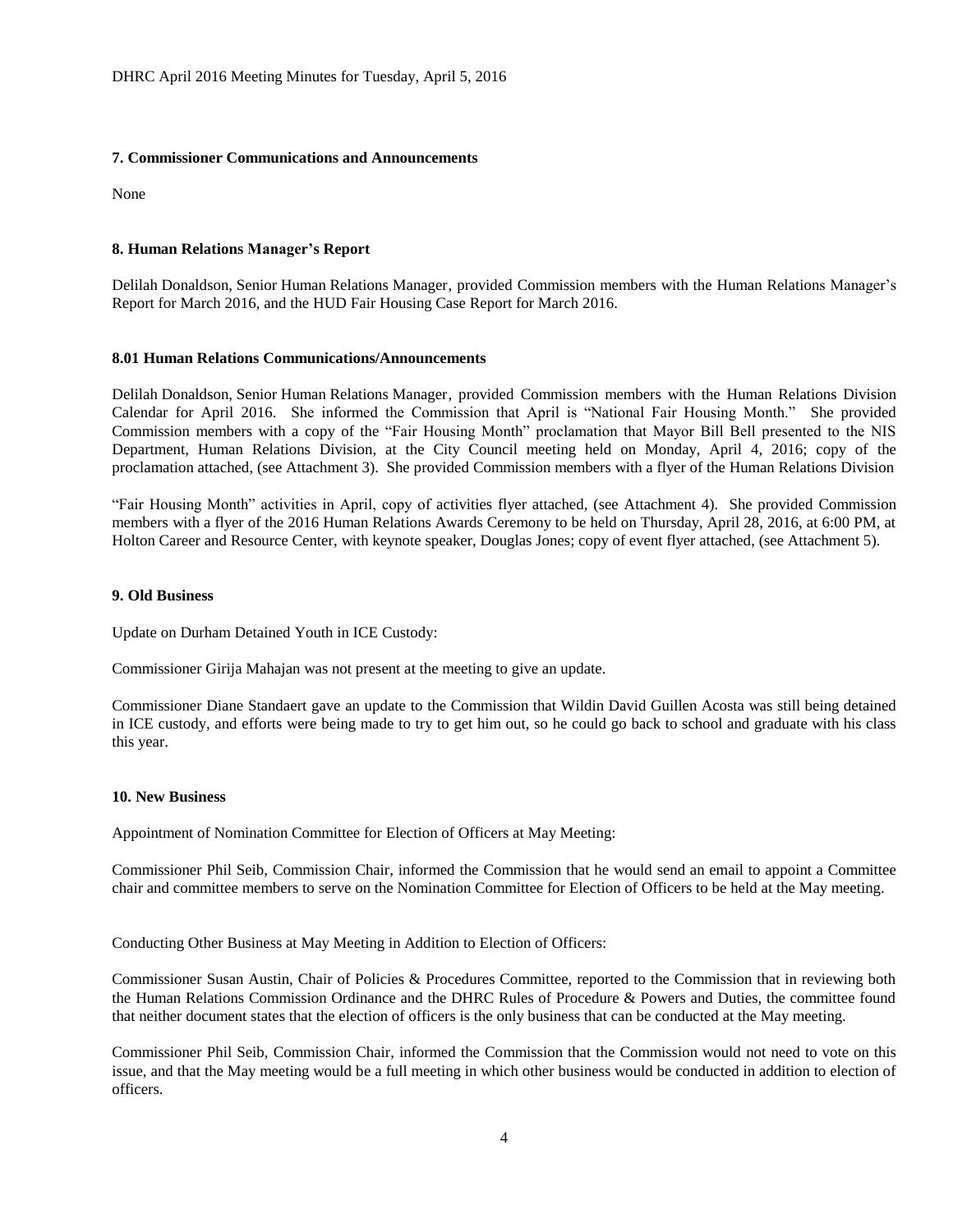### 7. Commissioner Communications and Announcements

None

### 8. Human Relations Manager's Report

Delilah Donaldson, Senior Human Relations Manager, provided Commission members with the Human Relations Manager's Report for March 2016, and the HUD Fair Housing Case Report for March 2016.

### 8.01 Human Relations Communications/Announcements

Delilah Donaldson, Senior Human Relations Manager, provided Commission members with the Human Relations Division Calendar for April 2016. She informed the Commission that April is "National Fair Housing Month." She provided Commission members with a copy of the "Fair Housing Month" proclamation that Mayor Bill Bell presented to the NIS Department, Human Relations Division, at the City Council meeting held on Monday, April 4, 2016; copy of the proclamation attached, (see Attachment 3). She provided Commission members with a flyer of the Human Relations Division "Fair Housing Month" activities in April, copy of activities flyer attached, (see Attachment 4). She provided Commission members with a flyer of the 2016 Human Relations Awards Ceremony to be held on Thursday, April 28, 2016, at 6:00 PM, at Holton Career and Resource Center, with keynote speaker, Douglas Jones; copy of event flyer attached, (see Attachment 5).

### 9. Old Business

Update on Durham Detained Youth in ICE Custody:

Commissioner Girija Mahajan was not present at the meeting to give an update.

Commissioner Diane Standaert gave an update to the Commission that Wildin David Guillen Acosta was still being detained in ICE custody, and efforts were being made to try to get him out, so he could go back to school and graduate with his class this year.

### 10. New Business

Appointment of Nomination Committee for Election of Officers at May Meeting:

Commissioner Phil Seib, Commission Chair, informed the Commission that he would send an email to appoint a Committee chair and committee members to serve on the Nomination Committee for Election of Officers to be held at the May meeting.

Conducting Other Business at May Meeting in Addition to Election of Officers:

Commissioner Susan Austin, Chair of Policies & Procedures Committee, reported to the Commission that in reviewing both the Human Relations Commission Ordinance and the DHRC Rules of Procedure & Powers and Duties, the committee found that neither document states that the election of officers is the only business that can be conducted at the May meeting.

Commissioner Phil Seib, Commission Chair, informed the Commission that the Commission would not need to vote on this issue, and that the May meeting would be a full meeting in which other business would be conducted in addition to election of officers.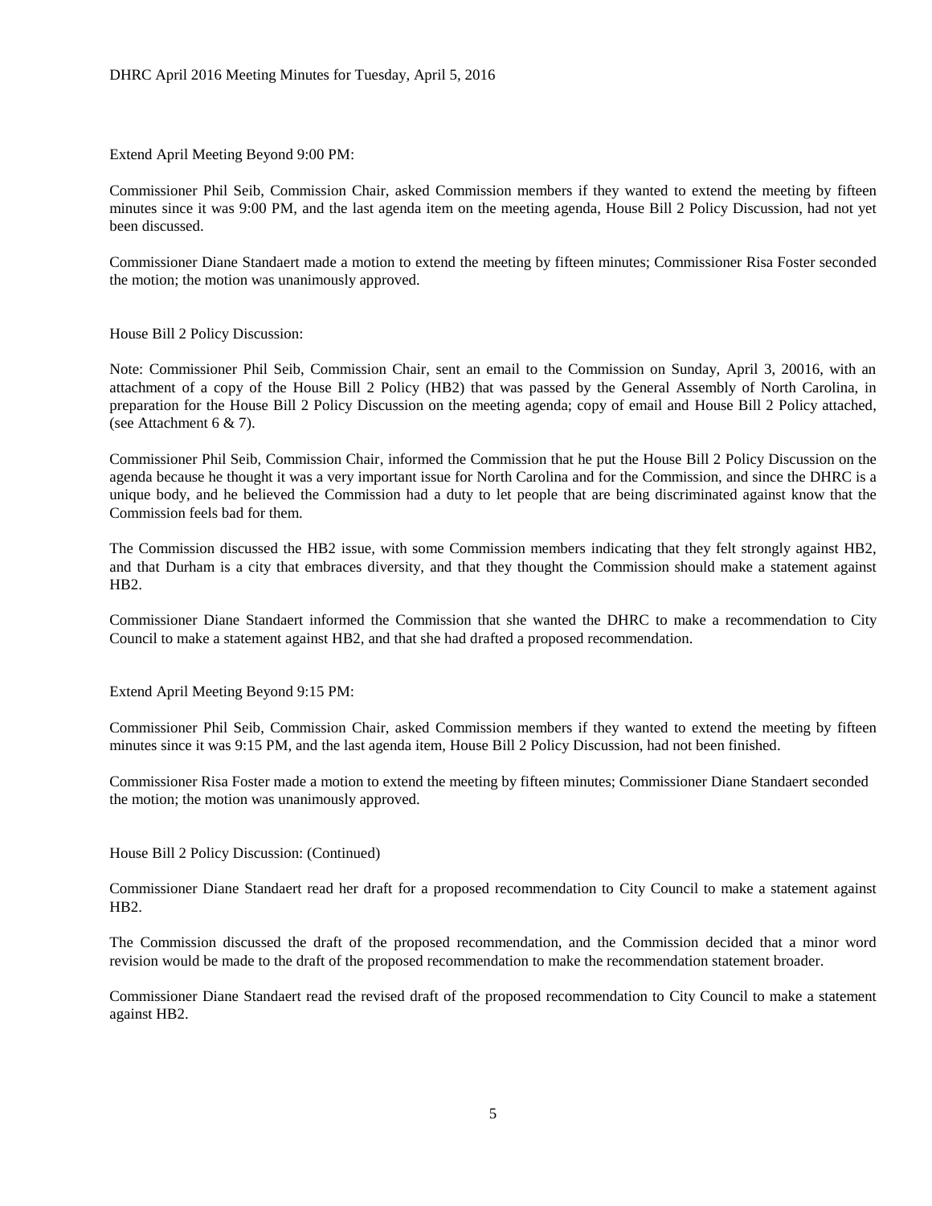Extend April Meeting Beyond 9:00 PM:

Commissioner Phil Seib, Commission Chair, asked Commission members if they wanted to extend the meeting by fifteen minutes since it was 9:00 PM, and the last agenda item on the meeting agenda, House Bill 2 Policy Discussion, had not yet been discussed.

Commissioner Diane Standaert made a motion to extend the meeting by fifteen minutes; Commissioner Risa Foster seconded the motion; the motion was unanimously approved.

House Bill 2 Policy Discussion:

Note: Commissioner Phil Seib, Commission Chair, sent an email to the Commission on Sunday, April 3, 20016, with an attachment of a copy of the House Bill 2 Policy (HB2) that was passed by the General Assembly of North Carolina, in preparation for the House Bill 2 Policy Discussion on the meeting agenda; copy of email and House Bill 2 Policy attached, (see Attachment 6 & 7).

Commissioner Phil Seib, Commission Chair, informed the Commission that he put the House Bill 2 Policy Discussion on the agenda because he thought it was a very important issue for North Carolina and for the Commission, and since the DHRC is a unique body, and he believed the Commission had a duty to let people that are being discriminated against know that the Commission feels bad for them.

The Commission discussed the HB2 issue, with some Commission members indicating that they felt strongly against HB2, and that Durham is a city that embraces diversity, and that they thought the Commission should make a statement against HB2.

Commissioner Diane Standaert informed the Commission that she wanted the DHRC to make a recommendation to City Council to make a statement against HB2, and that she had drafted a proposed recommendation.

Extend April Meeting Beyond 9:15 PM:

Commissioner Phil Seib, Commission Chair, asked Commission members if they wanted to extend the meeting by fifteen minutes since it was 9:15 PM, and the last agenda item, House Bill 2 Policy Discussion, had not been finished.

Commissioner Risa Foster made a motion to extend the meeting by fifteen minutes; Commissioner Diane Standaert seconded the motion; the motion was unanimously approved.

House Bill 2 Policy Discussion: (Continued)

Commissioner Diane Standaert read her draft for a proposed recommendation to City Council to make a statement against HB2.

The Commission discussed the draft of the proposed recommendation, and the Commission decided that a minor word revision would be made to the draft of the proposed recommendation to make the recommendation statement broader.

Commissioner Diane Standaert read the revised draft of the proposed recommendation to City Council to make a statement against HB2.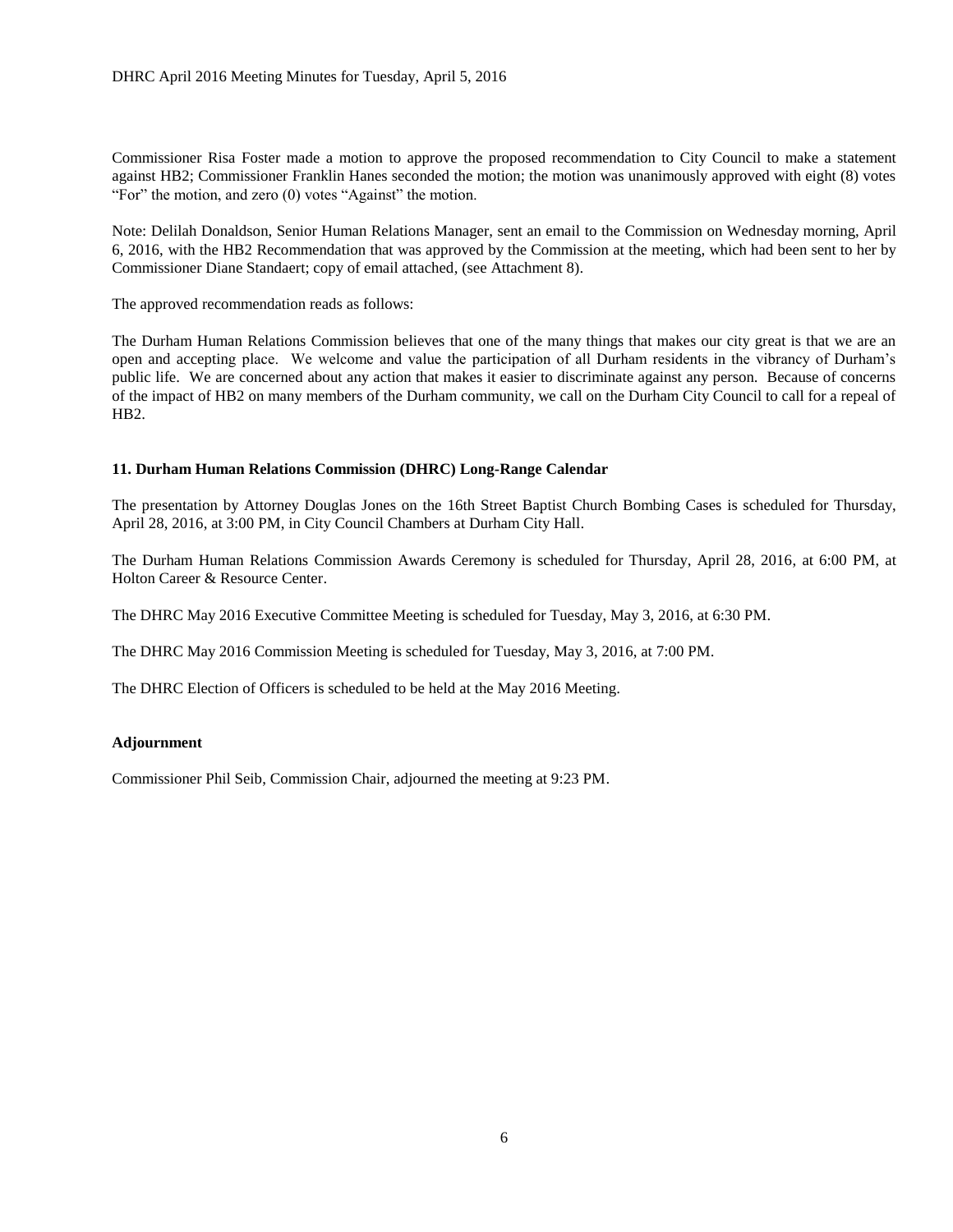Commissioner Risa Foster made a motion to approve the proposed recommendation to City Council to make a statement against HB2; Commissioner Franklin Hanes seconded the motion; the motion was unanimously approved with eight (8) votes "For" the motion, and zero (0) votes "Against" the motion.

Note: Delilah Donaldson, Senior Human Relations Manager, sent an email to the Commission on Wednesday morning, April 6, 2016, with the HB2 Recommendation that was approved by the Commission at the meeting, which had been sent to her by Commissioner Diane Standaert; copy of email attached, (see Attachment 8).

The approved recommendation reads as follows:

The Durham Human Relations Commission believes that one of the many things that makes our city great is that we are an open and accepting place. We welcome and value the participation of all Durham residents in the vibrancy of Durham's public life. We are concerned about any action that makes it easier to discriminate against any person. Because of concerns of the impact of HB2 on many members of the Durham community, we call on the Durham City Council to call for a repeal of HB2.

### 11. Durham Human Relations Commission (DHRC) Long-Range Calendar

The presentation by Attorney Douglas Jones on the 16th Street Baptist Church Bombing Cases is scheduled for Thursday, April 28, 2016, at 3:00 PM, in City Council Chambers at Durham City Hall.

The Durham Human Relations Commission Awards Ceremony is scheduled for Thursday, April 28, 2016, at 6:00 PM, at Holton Career & Resource Center.

The DHRC May 2016 Executive Committee Meeting is scheduled for Tuesday, May 3, 2016, at 6:30 PM.

The DHRC May 2016 Commission Meeting is scheduled for Tuesday, May 3, 2016, at 7:00 PM.

The DHRC Election of Officers is scheduled to be held at the May 2016 Meeting.

### Adjournment

Commissioner Phil Seib, Commission Chair, adjourned the meeting at 9:23 PM.